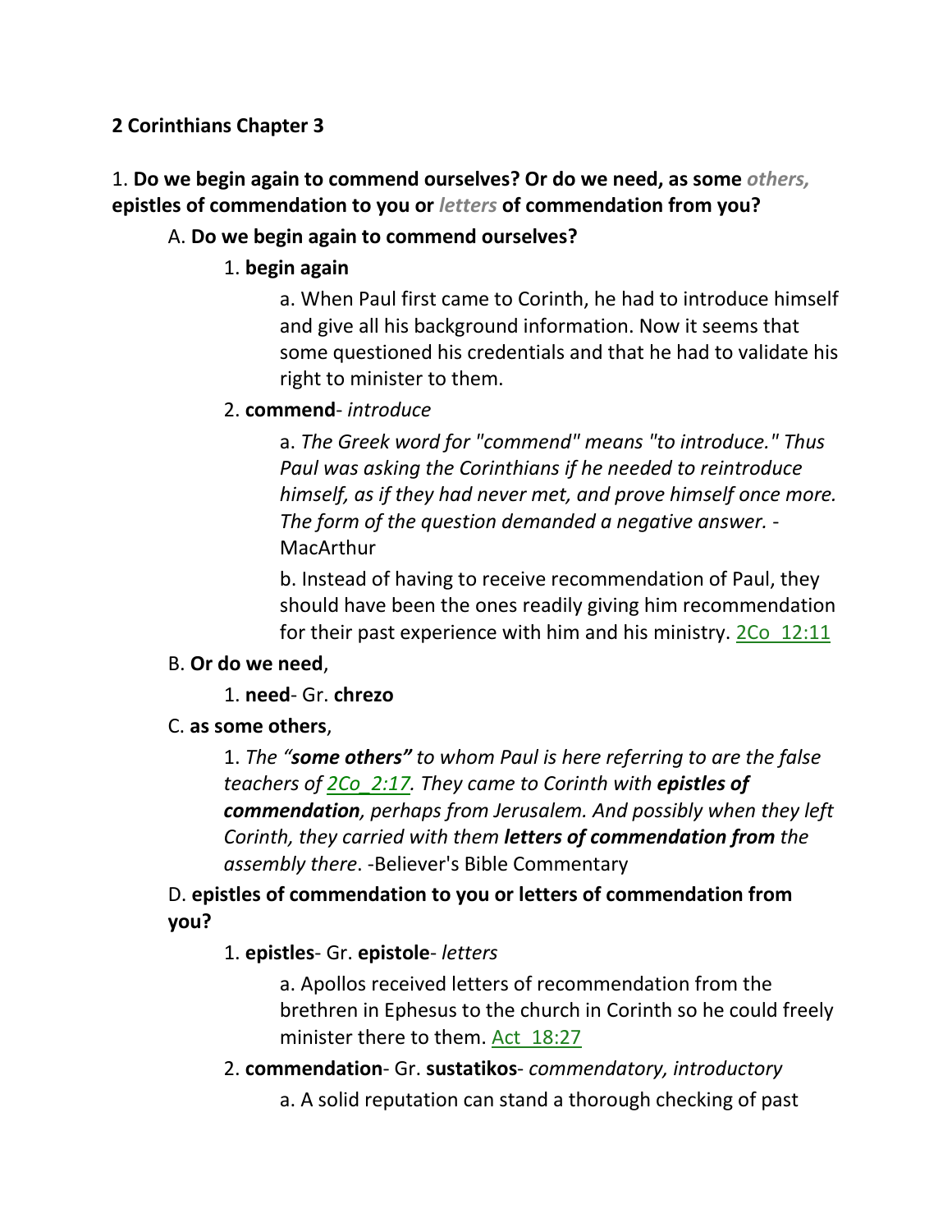**2 Corinthians Chapter 3**

1. **Do we begin again to commend ourselves? Or do we need, as some** ***others,*** **epistles of commendation to you or** ***letters*** **of commendation from you?**

A. **Do we begin again to commend ourselves?**

1. **begin again**

a. When Paul first came to Corinth, he had to introduce himself and give all his background information. Now it seems that some questioned his credentials and that he had to validate his right to minister to them.

2. **commend**- *introduce*

a. *The Greek word for "commend" means "to introduce." Thus Paul was asking the Corinthians if he needed to reintroduce himself, as if they had never met, and prove himself once more. The form of the question demanded a negative answer. -* MacArthur

b. Instead of having to receive recommendation of Paul, they should have been the ones readily giving him recommendation for their past experience with him and his ministry. 2Co_12:11

B. **Or do we need**,

1. **need**- Gr. **chrezo**

C. **as some others**,

1. *The* ***"some others"*** *to whom Paul is here referring to are the false teachers of 2Co_2:17. They came to Corinth with* ***epistles of commendation****, perhaps from Jerusalem. And possibly when they left Corinth, they carried with them* ***letters of commendation from*** *the assembly there*. -Believer's Bible Commentary

D. **epistles of commendation to you or letters of commendation from you?**

1. **epistles**- Gr. **epistole**- *letters*

a. Apollos received letters of recommendation from the brethren in Ephesus to the church in Corinth so he could freely minister there to them. Act_18:27

2. **commendation**- Gr. **sustatikos**- *commendatory, introductory*

a. A solid reputation can stand a thorough checking of past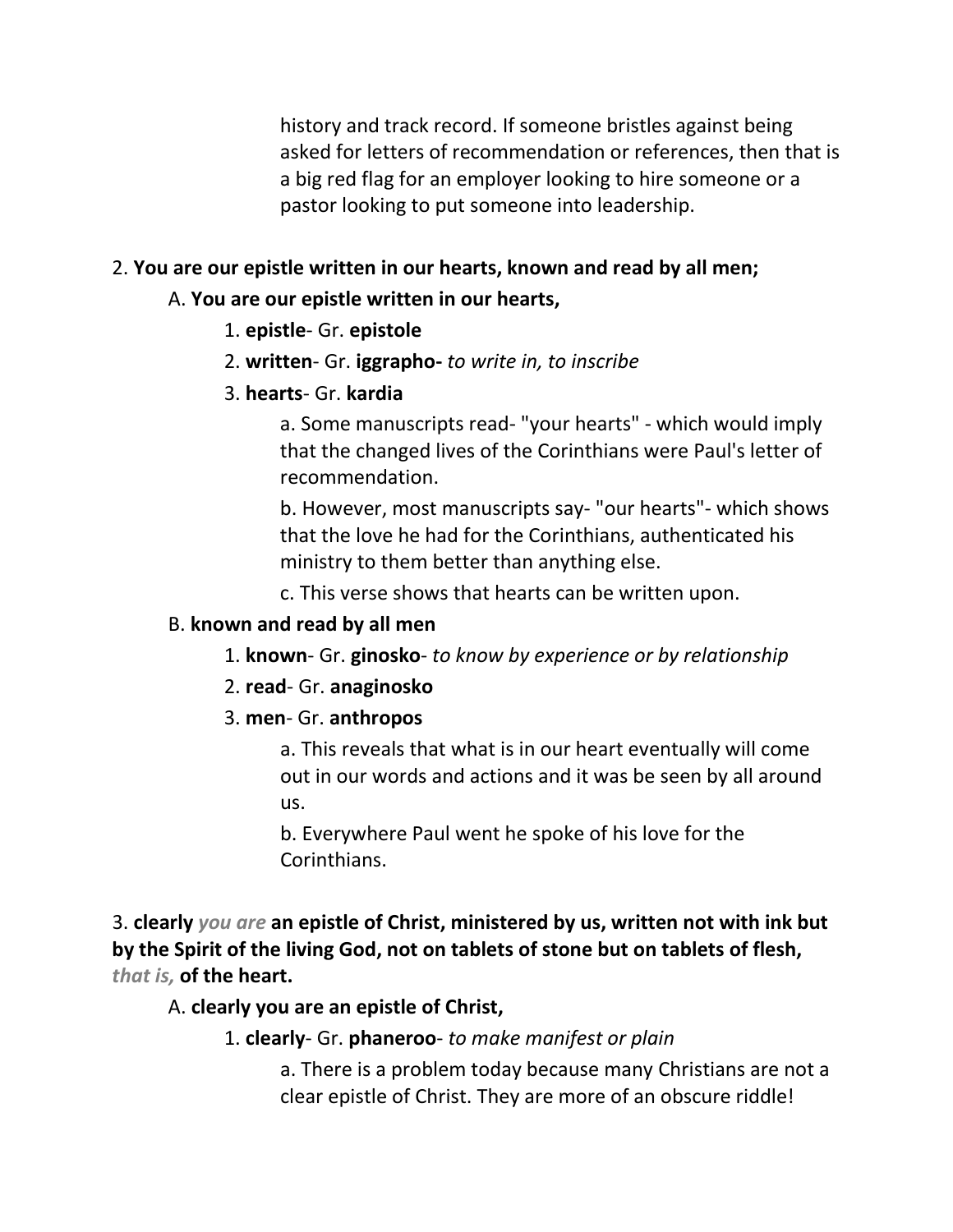history and track record. If someone bristles against being asked for letters of recommendation or references, then that is a big red flag for an employer looking to hire someone or a pastor looking to put someone into leadership.

2. **You are our epistle written in our hearts, known and read by all men;**

  A. **You are our epistle written in our hearts,**

    1. **epistle**- Gr. **epistole**

    2. **written**- Gr. **iggrapho-** *to write in, to inscribe*

    3. **hearts**- Gr. **kardia**

      a. Some manuscripts read- "your hearts" - which would imply that the changed lives of the Corinthians were Paul's letter of recommendation.

      b. However, most manuscripts say- "our hearts"- which shows that the love he had for the Corinthians, authenticated his ministry to them better than anything else.

      c. This verse shows that hearts can be written upon.

  B. **known and read by all men**

    1. **known**- Gr. **ginosko**- *to know by experience or by relationship*

    2. **read**- Gr. **anaginosko**

    3. **men**- Gr. **anthropos**

      a. This reveals that what is in our heart eventually will come out in our words and actions and it was be seen by all around us.

      b. Everywhere Paul went he spoke of his love for the Corinthians.

3. **clearly** ***you are*** **an epistle of Christ, ministered by us, written not with ink but by the Spirit of the living God, not on tablets of stone but on tablets of flesh,** ***that is,*** **of the heart.**

  A. **clearly you are an epistle of Christ,**

    1. **clearly**- Gr. **phaneroo**- *to make manifest or plain*

      a. There is a problem today because many Christians are not a clear epistle of Christ. They are more of an obscure riddle!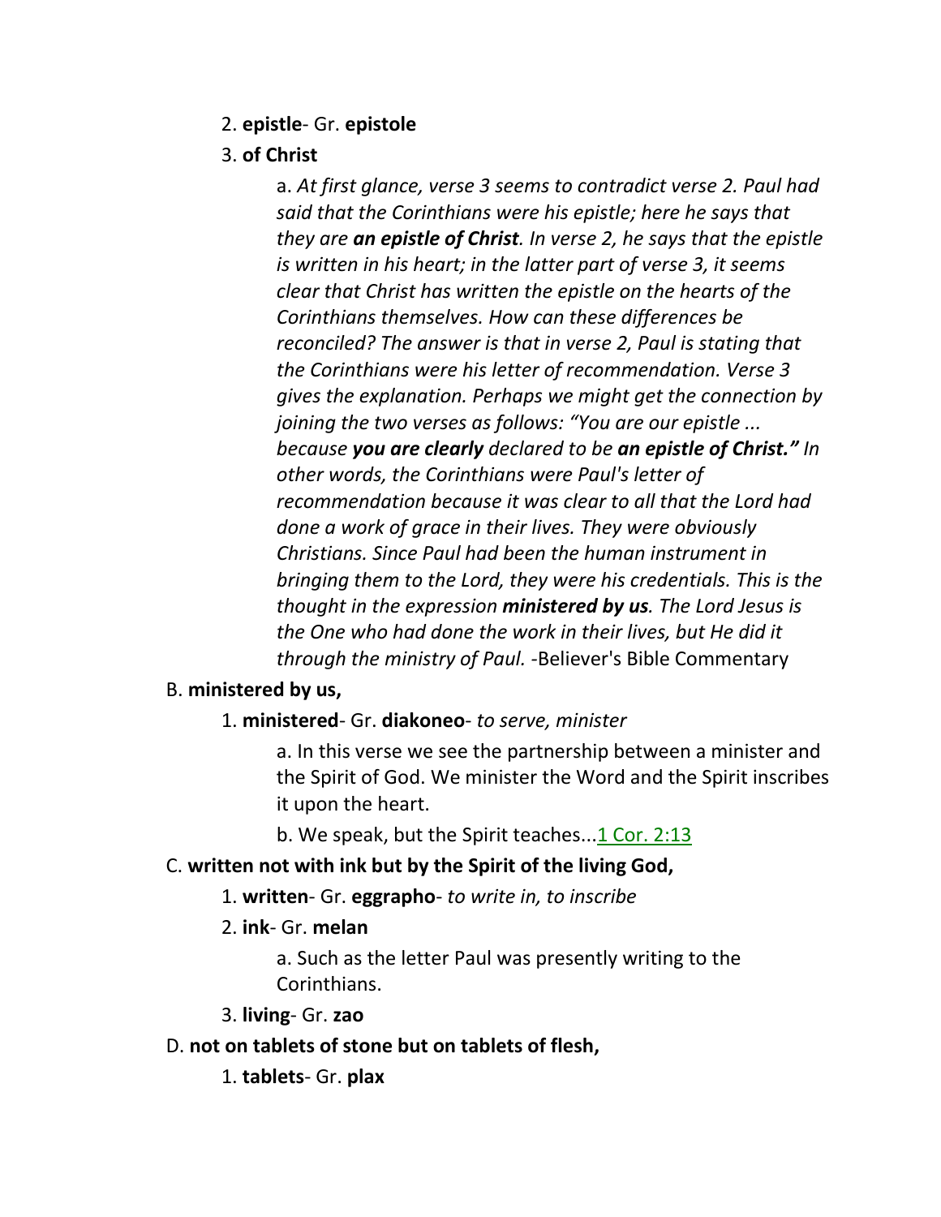2. **epistle**- Gr. **epistole**

3. **of Christ**

   a. *At first glance, verse 3 seems to contradict verse 2. Paul had said that the Corinthians were his epistle; here he says that they are **an epistle of Christ**. In verse 2, he says that the epistle is written in his heart; in the latter part of verse 3, it seems clear that Christ has written the epistle on the hearts of the Corinthians themselves. How can these differences be reconciled? The answer is that in verse 2, Paul is stating that the Corinthians were his letter of recommendation. Verse 3 gives the explanation. Perhaps we might get the connection by joining the two verses as follows: "You are our epistle ... because **you are clearly** declared to be **an epistle of Christ."** In other words, the Corinthians were Paul's letter of recommendation because it was clear to all that the Lord had done a work of grace in their lives. They were obviously Christians. Since Paul had been the human instrument in bringing them to the Lord, they were his credentials. This is the thought in the expression **ministered by us**. The Lord Jesus is the One who had done the work in their lives, but He did it through the ministry of Paul.* -Believer's Bible Commentary

B. **ministered by us,**

1. **ministered**- Gr. **diakoneo**- *to serve, minister*

   a. In this verse we see the partnership between a minister and the Spirit of God. We minister the Word and the Spirit inscribes it upon the heart.

   b. We speak, but the Spirit teaches...1 Cor. 2:13

C. **written not with ink but by the Spirit of the living God,**

1. **written**- Gr. **eggrapho**- *to write in, to inscribe*

2. **ink**- Gr. **melan**

   a. Such as the letter Paul was presently writing to the Corinthians.

3. **living**- Gr. **zao**

D. **not on tablets of stone but on tablets of flesh,**

1. **tablets**- Gr. **plax**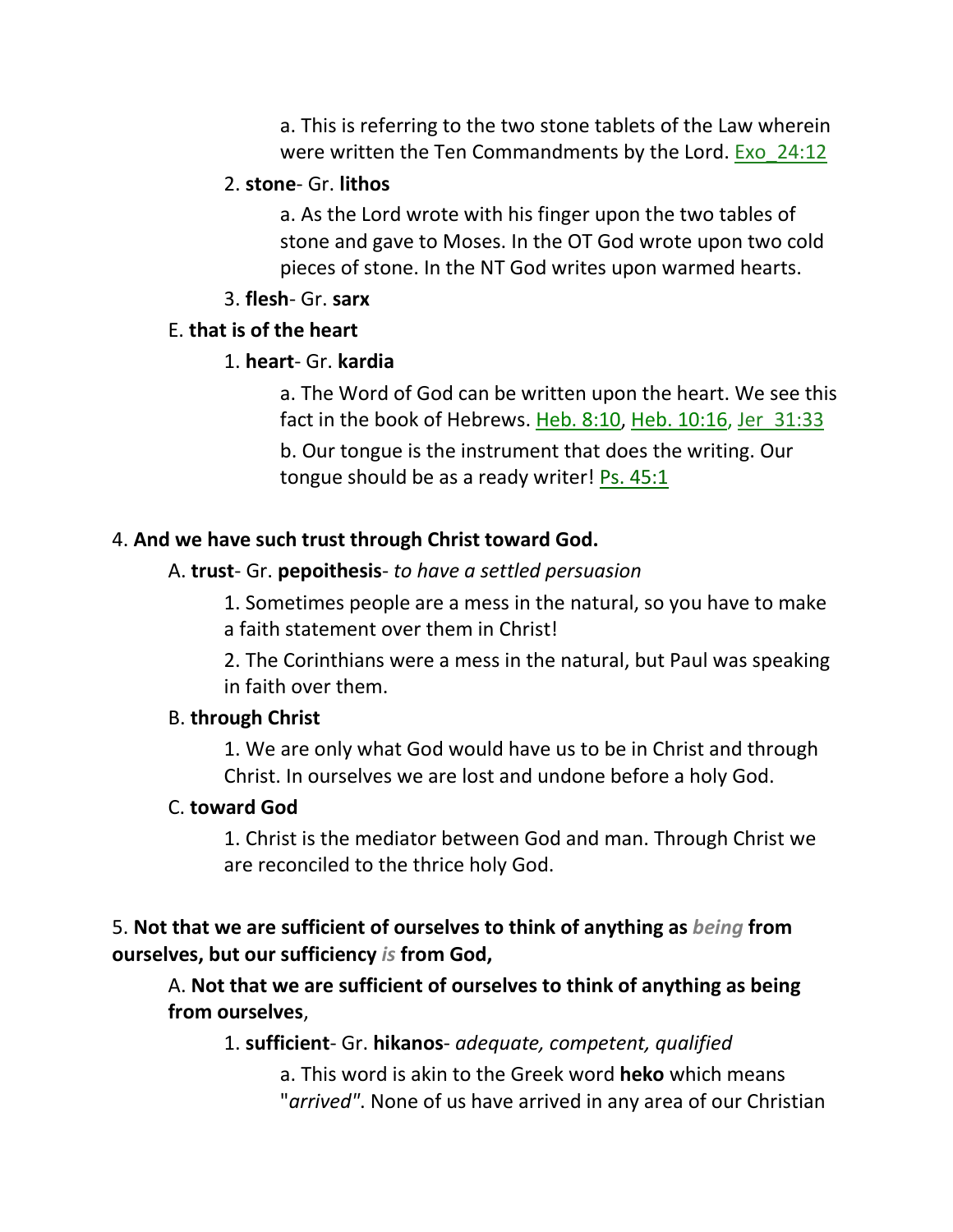a. This is referring to the two stone tablets of the Law wherein were written the Ten Commandments by the Lord. Exo_24:12

2. **stone**- Gr. **lithos**

a. As the Lord wrote with his finger upon the two tables of stone and gave to Moses. In the OT God wrote upon two cold pieces of stone. In the NT God writes upon warmed hearts.

3. **flesh**- Gr. **sarx**

E. **that is of the heart**

1. **heart**- Gr. **kardia**

a. The Word of God can be written upon the heart. We see this fact in the book of Hebrews. Heb. 8:10, Heb. 10:16, Jer_31:33

b. Our tongue is the instrument that does the writing. Our tongue should be as a ready writer! Ps. 45:1

4. **And we have such trust through Christ toward God.**

A. **trust**- Gr. **pepoithesis**- *to have a settled persuasion*

1. Sometimes people are a mess in the natural, so you have to make a faith statement over them in Christ!

2. The Corinthians were a mess in the natural, but Paul was speaking in faith over them.

B. **through Christ**

1. We are only what God would have us to be in Christ and through Christ. In ourselves we are lost and undone before a holy God.

C. **toward God**

1. Christ is the mediator between God and man. Through Christ we are reconciled to the thrice holy God.

5. **Not that we are sufficient of ourselves to think of anything as *being* from ourselves, but our sufficiency *is* from God,**

A. **Not that we are sufficient of ourselves to think of anything as being from ourselves**,

1. **sufficient**- Gr. **hikanos**- *adequate, competent, qualified*

a. This word is akin to the Greek word **heko** which means "*arrived*". None of us have arrived in any area of our Christian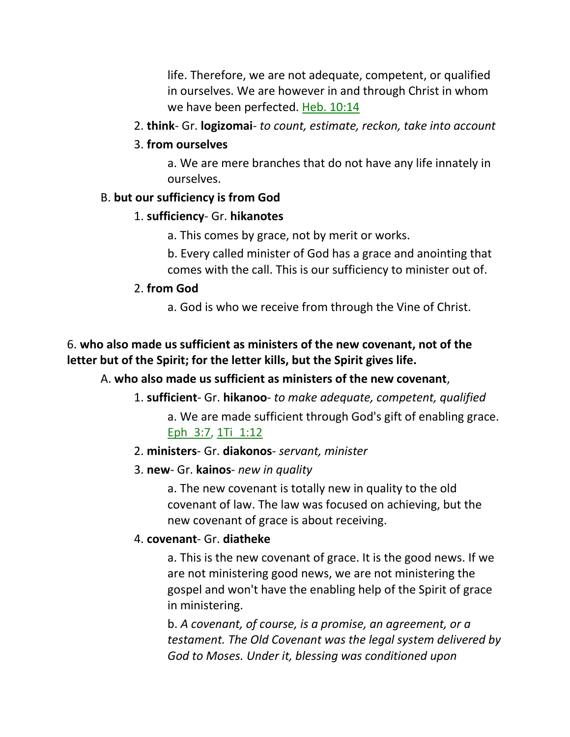life. Therefore, we are not adequate, competent, or qualified in ourselves. We are however in and through Christ in whom we have been perfected. Heb. 10:14

2. **think**- Gr. **logizomai**- *to count, estimate, reckon, take into account*

3. **from ourselves**

a. We are mere branches that do not have any life innately in ourselves.

B. **but our sufficiency is from God**

1. **sufficiency**- Gr. **hikanotes**

a. This comes by grace, not by merit or works.

b. Every called minister of God has a grace and anointing that comes with the call. This is our sufficiency to minister out of.

2. **from God**

a. God is who we receive from through the Vine of Christ.

6. **who also made us sufficient as ministers of the new covenant, not of the letter but of the Spirit; for the letter kills, but the Spirit gives life.**

A. **who also made us sufficient as ministers of the new covenant**,

1. **sufficient**- Gr. **hikanoo**- *to make adequate, competent, qualified*

a. We are made sufficient through God's gift of enabling grace. Eph 3:7, 1Ti 1:12

2. **ministers**- Gr. **diakonos**- *servant, minister*

3. **new**- Gr. **kainos**- *new in quality*

a. The new covenant is totally new in quality to the old covenant of law. The law was focused on achieving, but the new covenant of grace is about receiving.

4. **covenant**- Gr. **diatheke**

a. This is the new covenant of grace. It is the good news. If we are not ministering good news, we are not ministering the gospel and won't have the enabling help of the Spirit of grace in ministering.

b. *A covenant, of course, is a promise, an agreement, or a testament. The Old Covenant was the legal system delivered by God to Moses. Under it, blessing was conditioned upon*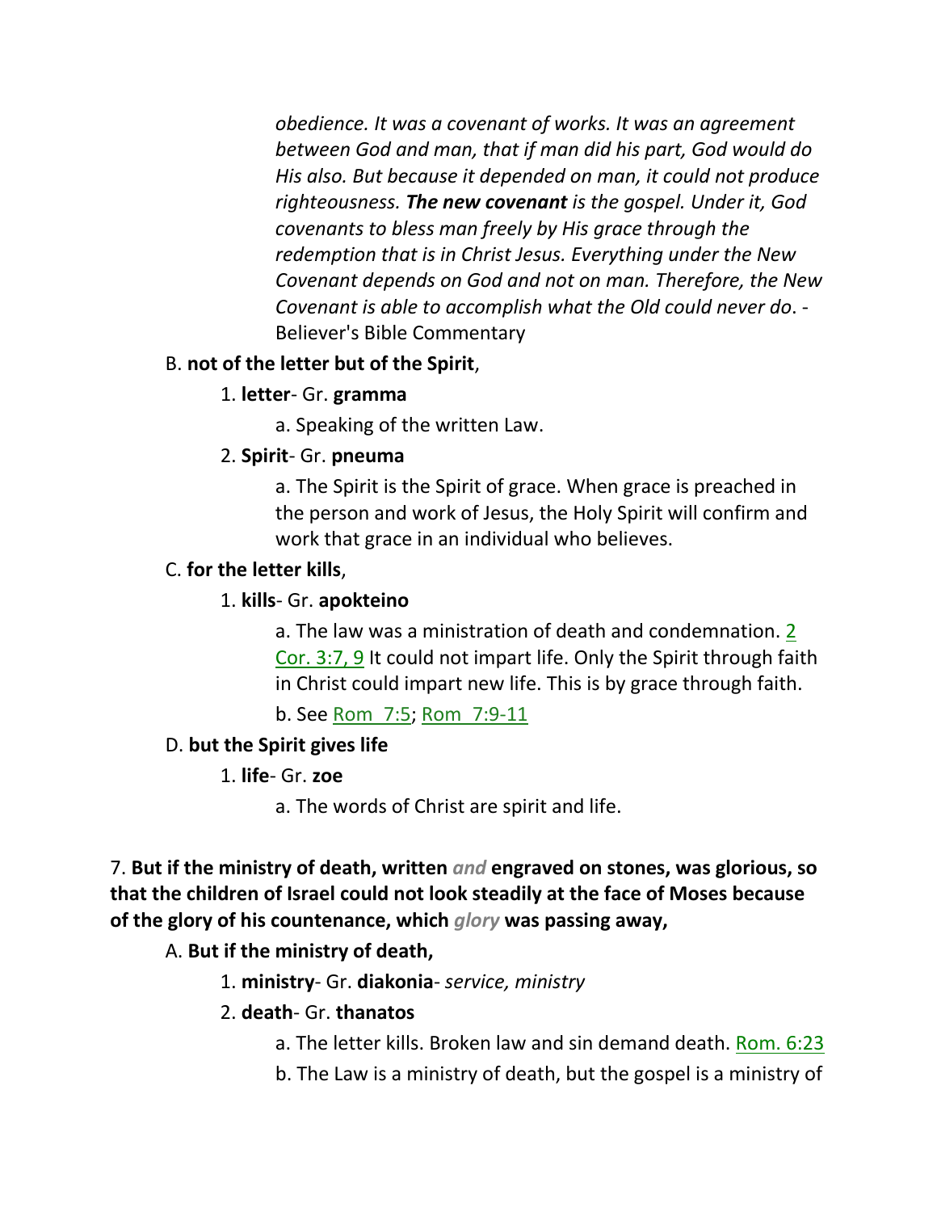*obedience. It was a covenant of works. It was an agreement between God and man, that if man did his part, God would do His also. But because it depended on man, it could not produce righteousness.* ***The new covenant*** *is the gospel. Under it, God covenants to bless man freely by His grace through the redemption that is in Christ Jesus. Everything under the New Covenant depends on God and not on man. Therefore, the New Covenant is able to accomplish what the Old could never do*. - Believer's Bible Commentary

B. **not of the letter but of the Spirit**,

1. **letter**- Gr. **gramma**

a. Speaking of the written Law.

2. **Spirit**- Gr. **pneuma**

a. The Spirit is the Spirit of grace. When grace is preached in the person and work of Jesus, the Holy Spirit will confirm and work that grace in an individual who believes.

C. **for the letter kills**,

1. **kills**- Gr. **apokteino**

a. The law was a ministration of death and condemnation. 2 Cor. 3:7, 9 It could not impart life. Only the Spirit through faith in Christ could impart new life. This is by grace through faith.

b. See Rom 7:5; Rom 7:9-11

D. **but the Spirit gives life**

1. **life**- Gr. **zoe**

a. The words of Christ are spirit and life.

7. **But if the ministry of death, written *and* engraved on stones, was glorious, so that the children of Israel could not look steadily at the face of Moses because of the glory of his countenance, which *glory* was passing away,**

A. **But if the ministry of death,**

1. **ministry**- Gr. **diakonia**- *service, ministry*

2. **death**- Gr. **thanatos**

a. The letter kills. Broken law and sin demand death. Rom. 6:23

b. The Law is a ministry of death, but the gospel is a ministry of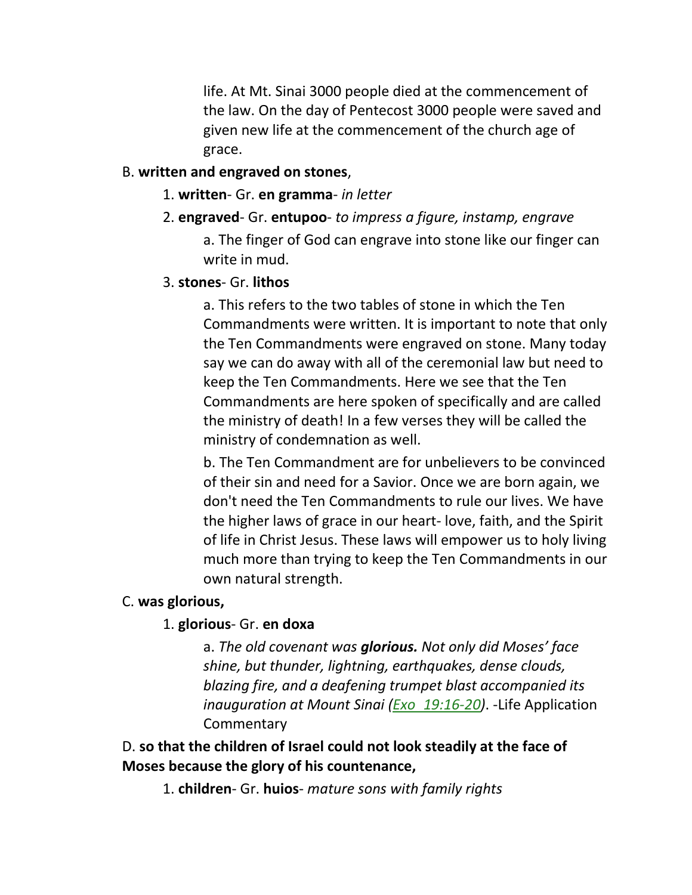life. At Mt. Sinai 3000 people died at the commencement of the law. On the day of Pentecost 3000 people were saved and given new life at the commencement of the church age of grace.

B. **written and engraved on stones**,

1. **written**- Gr. **en gramma**- *in letter*

2. **engraved**- Gr. **entupoo**- *to impress a figure, instamp, engrave*

a. The finger of God can engrave into stone like our finger can write in mud.

3. **stones**- Gr. **lithos**

a. This refers to the two tables of stone in which the Ten Commandments were written. It is important to note that only the Ten Commandments were engraved on stone. Many today say we can do away with all of the ceremonial law but need to keep the Ten Commandments. Here we see that the Ten Commandments are here spoken of specifically and are called the ministry of death! In a few verses they will be called the ministry of condemnation as well.

b. The Ten Commandment are for unbelievers to be convinced of their sin and need for a Savior. Once we are born again, we don't need the Ten Commandments to rule our lives. We have the higher laws of grace in our heart- love, faith, and the Spirit of life in Christ Jesus. These laws will empower us to holy living much more than trying to keep the Ten Commandments in our own natural strength.

C. **was glorious,**

1. **glorious**- Gr. **en doxa**

a. *The old covenant was* ***glorious.*** *Not only did Moses' face shine, but thunder, lightning, earthquakes, dense clouds, blazing fire, and a deafening trumpet blast accompanied its inauguration at Mount Sinai (Exo 19:16-20)*. -Life Application Commentary

D. **so that the children of Israel could not look steadily at the face of Moses because the glory of his countenance,**

1. **children**- Gr. **huios**- *mature sons with family rights*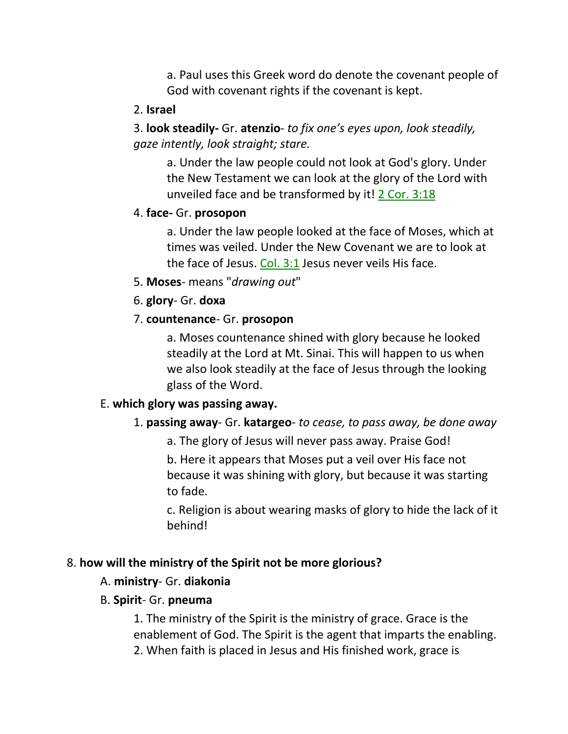a. Paul uses this Greek word do denote the covenant people of God with covenant rights if the covenant is kept.

2. **Israel**

3. **look steadily-** Gr. **atenzio**- *to fix one's eyes upon, look steadily, gaze intently, look straight; stare.*

a. Under the law people could not look at God's glory. Under the New Testament we can look at the glory of the Lord with unveiled face and be transformed by it! 2 Cor. 3:18

4. **face-** Gr. **prosopon**

a. Under the law people looked at the face of Moses, which at times was veiled. Under the New Covenant we are to look at the face of Jesus. Col. 3:1 Jesus never veils His face.

5. **Moses**- means "*drawing out*"

6. **glory**- Gr. **doxa**

7. **countenance**- Gr. **prosopon**

a. Moses countenance shined with glory because he looked steadily at the Lord at Mt. Sinai. This will happen to us when we also look steadily at the face of Jesus through the looking glass of the Word.

E. **which glory was passing away.**

1. **passing away**- Gr. **katargeo**- *to cease, to pass away, be done away*

a. The glory of Jesus will never pass away. Praise God!

b. Here it appears that Moses put a veil over His face not because it was shining with glory, but because it was starting to fade.

c. Religion is about wearing masks of glory to hide the lack of it behind!

8. **how will the ministry of the Spirit not be more glorious?**

A. **ministry**- Gr. **diakonia**

B. **Spirit**- Gr. **pneuma**

1. The ministry of the Spirit is the ministry of grace. Grace is the enablement of God. The Spirit is the agent that imparts the enabling.

2. When faith is placed in Jesus and His finished work, grace is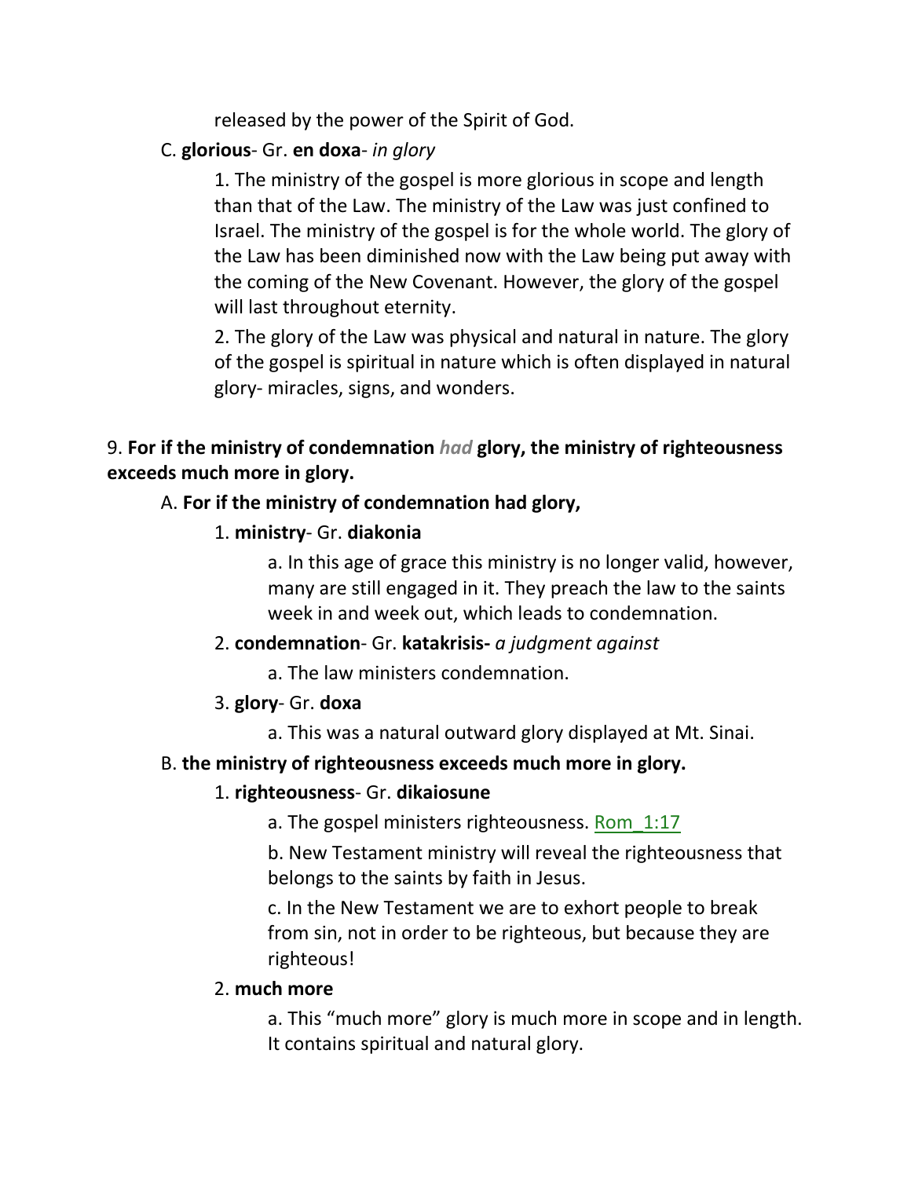released by the power of the Spirit of God.

C. **glorious**- Gr. **en doxa**- *in glory*

1. The ministry of the gospel is more glorious in scope and length than that of the Law. The ministry of the Law was just confined to Israel. The ministry of the gospel is for the whole world. The glory of the Law has been diminished now with the Law being put away with the coming of the New Covenant. However, the glory of the gospel will last throughout eternity.

2. The glory of the Law was physical and natural in nature. The glory of the gospel is spiritual in nature which is often displayed in natural glory- miracles, signs, and wonders.

9. **For if the ministry of condemnation *had* glory, the ministry of righteousness exceeds much more in glory.**

A. **For if the ministry of condemnation had glory,**

1. **ministry**- Gr. **diakonia**

a. In this age of grace this ministry is no longer valid, however, many are still engaged in it. They preach the law to the saints week in and week out, which leads to condemnation.

2. **condemnation**- Gr. **katakrisis-** *a judgment against*

a. The law ministers condemnation.

3. **glory**- Gr. **doxa**

a. This was a natural outward glory displayed at Mt. Sinai.

B. **the ministry of righteousness exceeds much more in glory.**

1. **righteousness**- Gr. **dikaiosune**

a. The gospel ministers righteousness. Rom_1:17

b. New Testament ministry will reveal the righteousness that belongs to the saints by faith in Jesus.

c. In the New Testament we are to exhort people to break from sin, not in order to be righteous, but because they are righteous!

2. **much more**

a. This "much more" glory is much more in scope and in length. It contains spiritual and natural glory.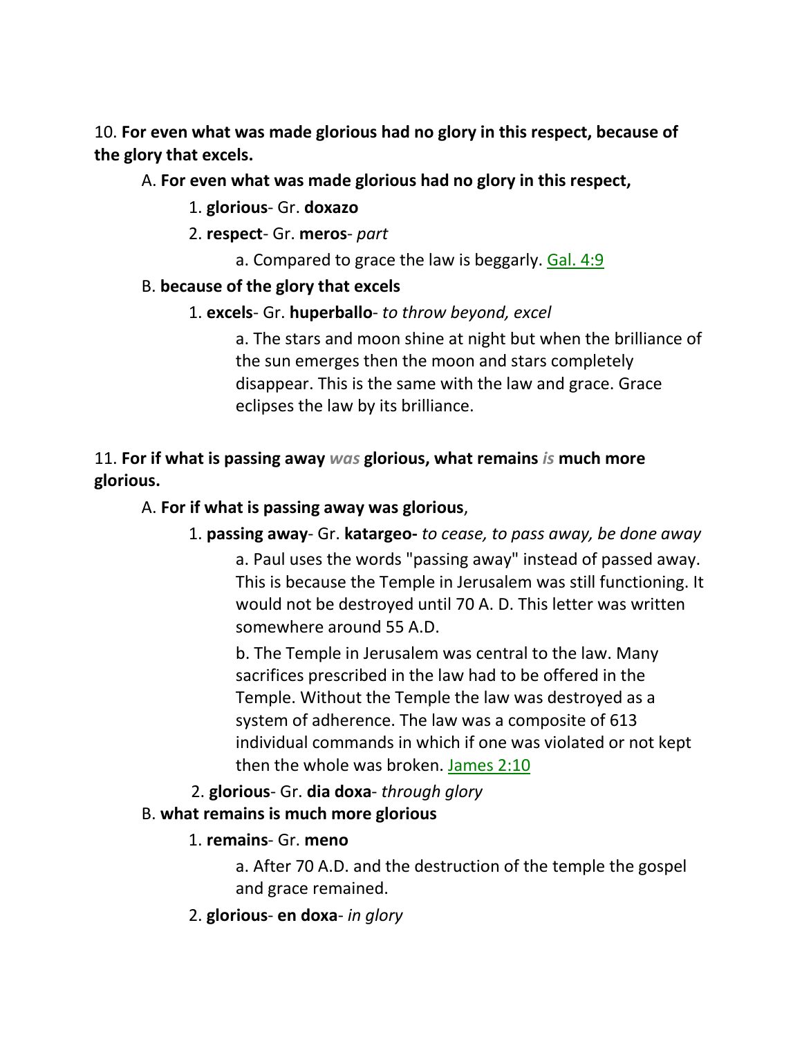10. **For even what was made glorious had no glory in this respect, because of the glory that excels.**

A. **For even what was made glorious had no glory in this respect,**

1. **glorious**- Gr. **doxazo**

2. **respect**- Gr. **meros**- *part*

a. Compared to grace the law is beggarly. Gal. 4:9

B. **because of the glory that excels**

1. **excels**- Gr. **huperballo**- *to throw beyond, excel*

a. The stars and moon shine at night but when the brilliance of the sun emerges then the moon and stars completely disappear. This is the same with the law and grace. Grace eclipses the law by its brilliance.

11. **For if what is passing away** ***was*** **glorious, what remains** ***is*** **much more glorious.**

A. **For if what is passing away was glorious**,

1. **passing away**- Gr. **katargeo-** *to cease, to pass away, be done away*

a. Paul uses the words "passing away" instead of passed away. This is because the Temple in Jerusalem was still functioning. It would not be destroyed until 70 A. D. This letter was written somewhere around 55 A.D.

b. The Temple in Jerusalem was central to the law. Many sacrifices prescribed in the law had to be offered in the Temple. Without the Temple the law was destroyed as a system of adherence. The law was a composite of 613 individual commands in which if one was violated or not kept then the whole was broken. James 2:10

2. **glorious**- Gr. **dia doxa**- *through glory*

B. **what remains is much more glorious**

1. **remains**- Gr. **meno**

a. After 70 A.D. and the destruction of the temple the gospel and grace remained.

2. **glorious**- **en doxa**- *in glory*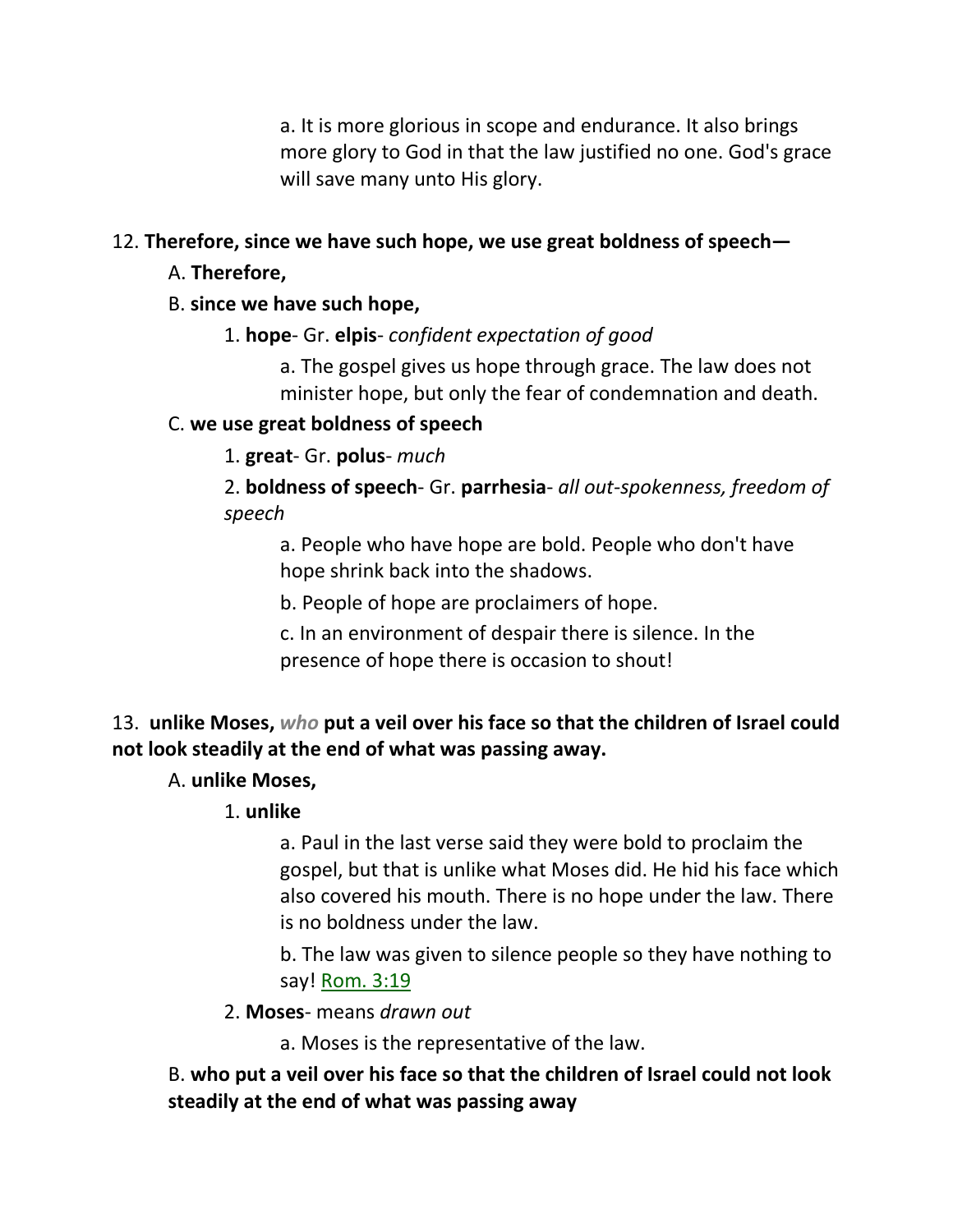a. It is more glorious in scope and endurance. It also brings more glory to God in that the law justified no one. God's grace will save many unto His glory.

12. **Therefore, since we have such hope, we use great boldness of speech—**

A. **Therefore,**

B. **since we have such hope,**

1. **hope**- Gr. **elpis**- *confident expectation of good*

a. The gospel gives us hope through grace. The law does not minister hope, but only the fear of condemnation and death.

C. **we use great boldness of speech**

1. **great**- Gr. **polus**- *much*

2. **boldness of speech**- Gr. **parrhesia**- *all out-spokenness, freedom of speech*

a. People who have hope are bold. People who don't have hope shrink back into the shadows.

b. People of hope are proclaimers of hope.

c. In an environment of despair there is silence. In the presence of hope there is occasion to shout!

13. **unlike Moses, *who* put a veil over his face so that the children of Israel could not look steadily at the end of what was passing away.**

A. **unlike Moses,**

1. **unlike**

a. Paul in the last verse said they were bold to proclaim the gospel, but that is unlike what Moses did. He hid his face which also covered his mouth. There is no hope under the law. There is no boldness under the law.

b. The law was given to silence people so they have nothing to say! Rom. 3:19

2. **Moses**- means *drawn out*

a. Moses is the representative of the law.

B. **who put a veil over his face so that the children of Israel could not look steadily at the end of what was passing away**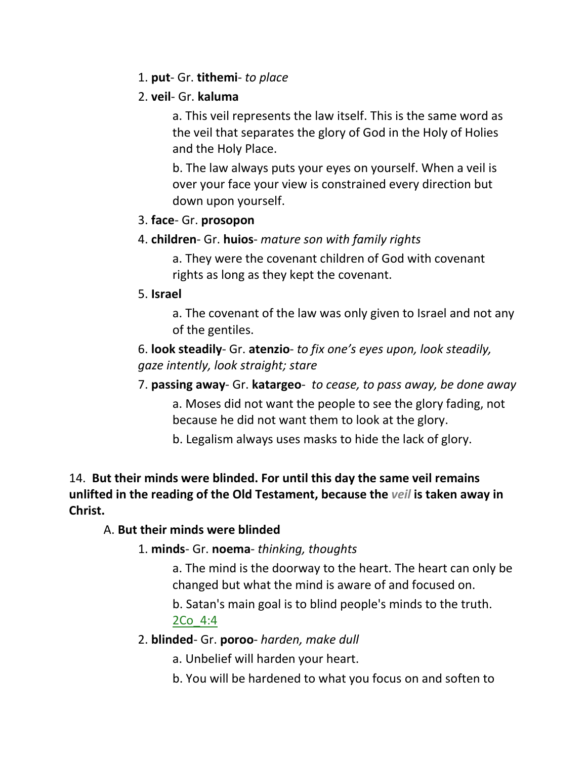1. **put**- Gr. **tithemi**- *to place*

2. **veil**- Gr. **kaluma**

   a. This veil represents the law itself. This is the same word as the veil that separates the glory of God in the Holy of Holies and the Holy Place.

   b. The law always puts your eyes on yourself. When a veil is over your face your view is constrained every direction but down upon yourself.

3. **face**- Gr. **prosopon**

4. **children**- Gr. **huios**- *mature son with family rights*

   a. They were the covenant children of God with covenant rights as long as they kept the covenant.

5. **Israel**

   a. The covenant of the law was only given to Israel and not any of the gentiles.

6. **look steadily**- Gr. **atenzio**- *to fix one's eyes upon, look steadily, gaze intently, look straight; stare*

7. **passing away**- Gr. **katargeo**- *to cease, to pass away, be done away*

   a. Moses did not want the people to see the glory fading, not because he did not want them to look at the glory.

   b. Legalism always uses masks to hide the lack of glory.

14. **But their minds were blinded. For until this day the same veil remains unlifted in the reading of the Old Testament, because the *veil* is taken away in Christ.**

A. **But their minds were blinded**

1. **minds**- Gr. **noema**- *thinking, thoughts*

   a. The mind is the doorway to the heart. The heart can only be changed but what the mind is aware of and focused on.

   b. Satan's main goal is to blind people's minds to the truth. 2Co_4:4

2. **blinded**- Gr. **poroo**- *harden, make dull*

   a. Unbelief will harden your heart.

   b. You will be hardened to what you focus on and soften to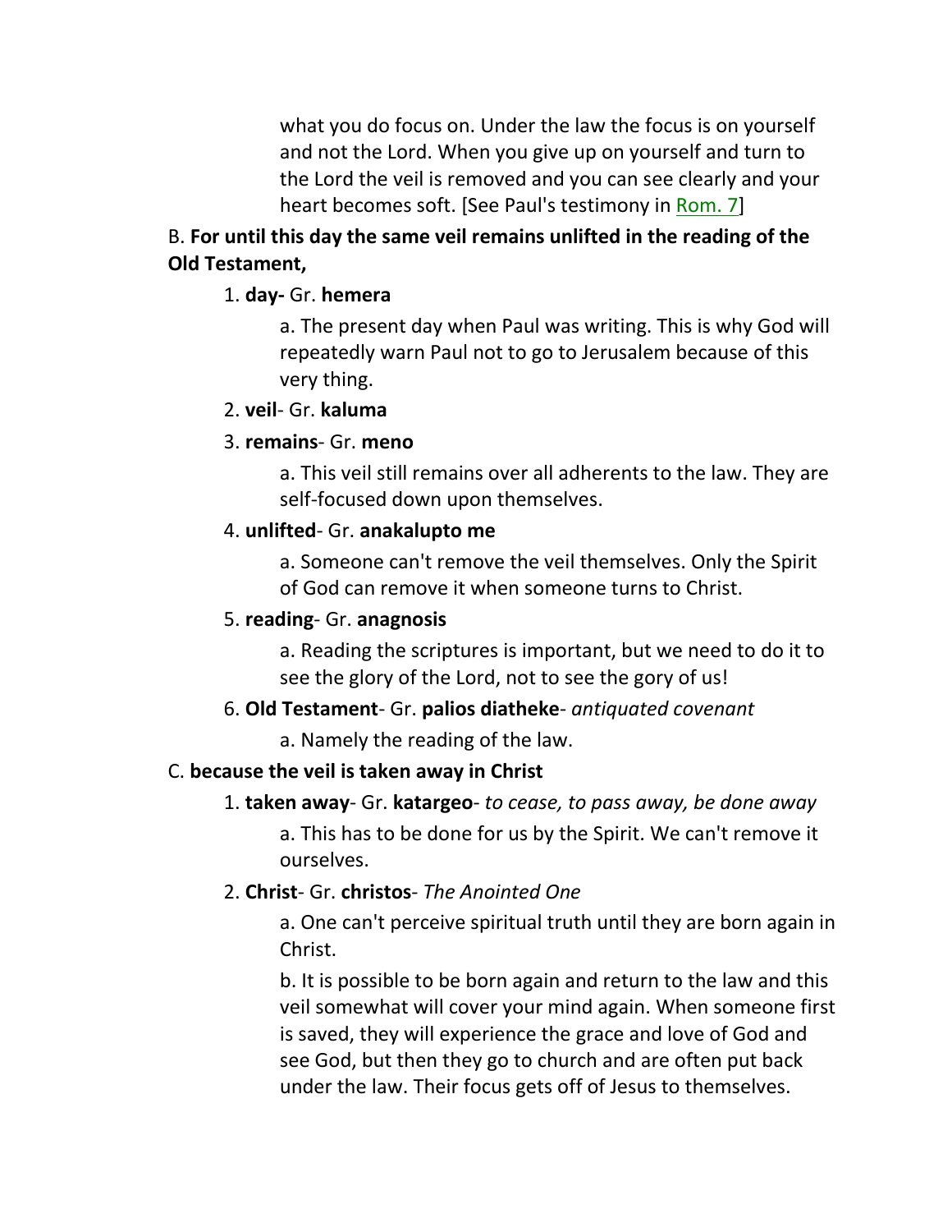what you do focus on. Under the law the focus is on yourself and not the Lord. When you give up on yourself and turn to the Lord the veil is removed and you can see clearly and your heart becomes soft. [See Paul's testimony in Rom. 7]

B. **For until this day the same veil remains unlifted in the reading of the Old Testament,**

1. **day-** Gr. **hemera**

    a. The present day when Paul was writing. This is why God will repeatedly warn Paul not to go to Jerusalem because of this very thing.

2. **veil**- Gr. **kaluma**

3. **remains**- Gr. **meno**

    a. This veil still remains over all adherents to the law. They are self-focused down upon themselves.

4. **unlifted**- Gr. **anakalupto me**

    a. Someone can't remove the veil themselves. Only the Spirit of God can remove it when someone turns to Christ.

5. **reading**- Gr. **anagnosis**

    a. Reading the scriptures is important, but we need to do it to see the glory of the Lord, not to see the gory of us!

6. **Old Testament**- Gr. **palios diatheke**- *antiquated covenant*

    a. Namely the reading of the law.

C. **because the veil is taken away in Christ**

1. **taken away**- Gr. **katargeo**- *to cease, to pass away, be done away*

    a. This has to be done for us by the Spirit. We can't remove it ourselves.

2. **Christ**- Gr. **christos**- *The Anointed One*

    a. One can't perceive spiritual truth until they are born again in Christ.

    b. It is possible to be born again and return to the law and this veil somewhat will cover your mind again. When someone first is saved, they will experience the grace and love of God and see God, but then they go to church and are often put back under the law. Their focus gets off of Jesus to themselves.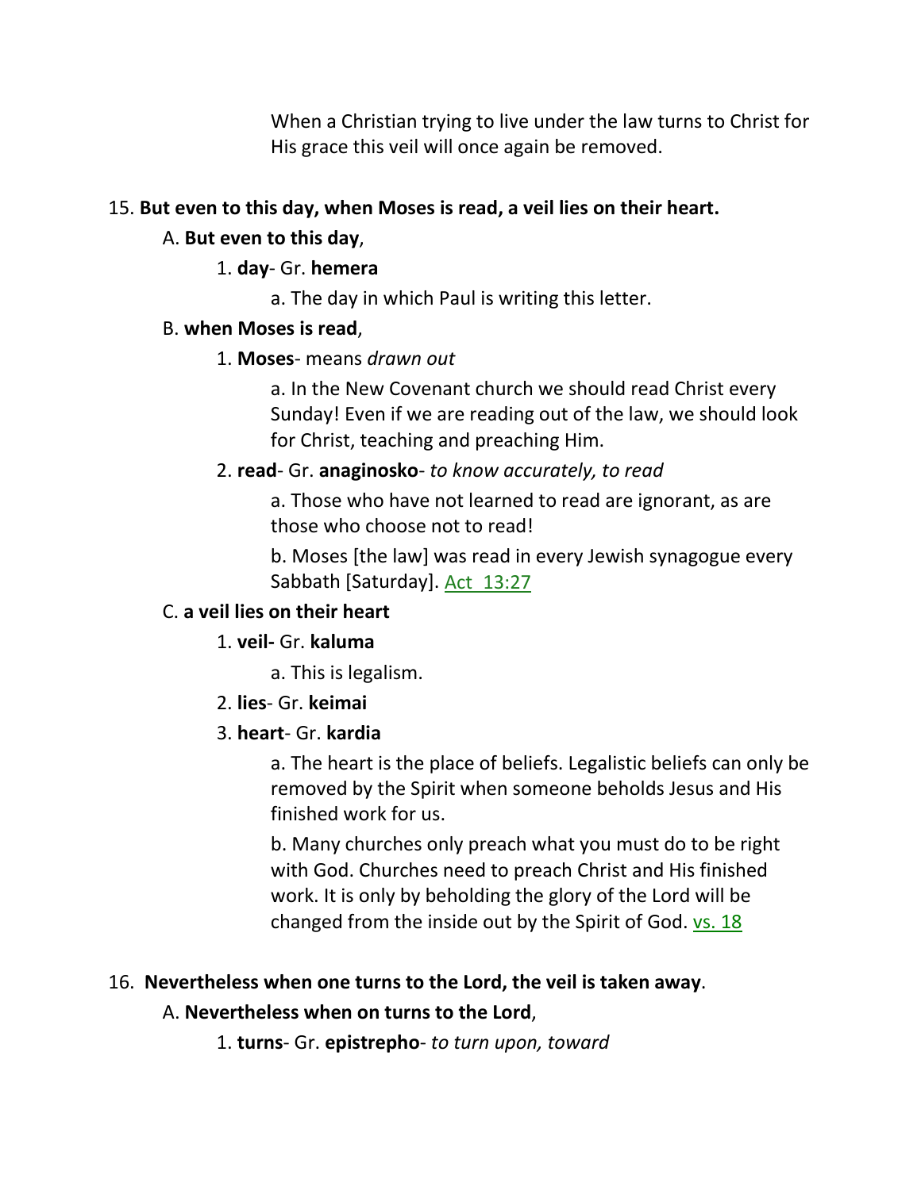When a Christian trying to live under the law turns to Christ for His grace this veil will once again be removed.

15. **But even to this day, when Moses is read, a veil lies on their heart.**

    A. **But even to this day**,

    1. **day**- Gr. **hemera**

        a. The day in which Paul is writing this letter.

    B. **when Moses is read**,

    1. **Moses**- means *drawn out*

        a. In the New Covenant church we should read Christ every Sunday! Even if we are reading out of the law, we should look for Christ, teaching and preaching Him.

    2. **read**- Gr. **anaginosko**- *to know accurately, to read*

        a. Those who have not learned to read are ignorant, as are those who choose not to read!

        b. Moses [the law] was read in every Jewish synagogue every Sabbath [Saturday]. Act 13:27

    C. **a veil lies on their heart**

    1. **veil-** Gr. **kaluma**

        a. This is legalism.

    2. **lies**- Gr. **keimai**

    3. **heart**- Gr. **kardia**

        a. The heart is the place of beliefs. Legalistic beliefs can only be removed by the Spirit when someone beholds Jesus and His finished work for us.

        b. Many churches only preach what you must do to be right with God. Churches need to preach Christ and His finished work. It is only by beholding the glory of the Lord will be changed from the inside out by the Spirit of God. vs. 18

16. **Nevertheless when one turns to the Lord, the veil is taken away**.

    A. **Nevertheless when on turns to the Lord**,

    1. **turns**- Gr. **epistrepho**- *to turn upon, toward*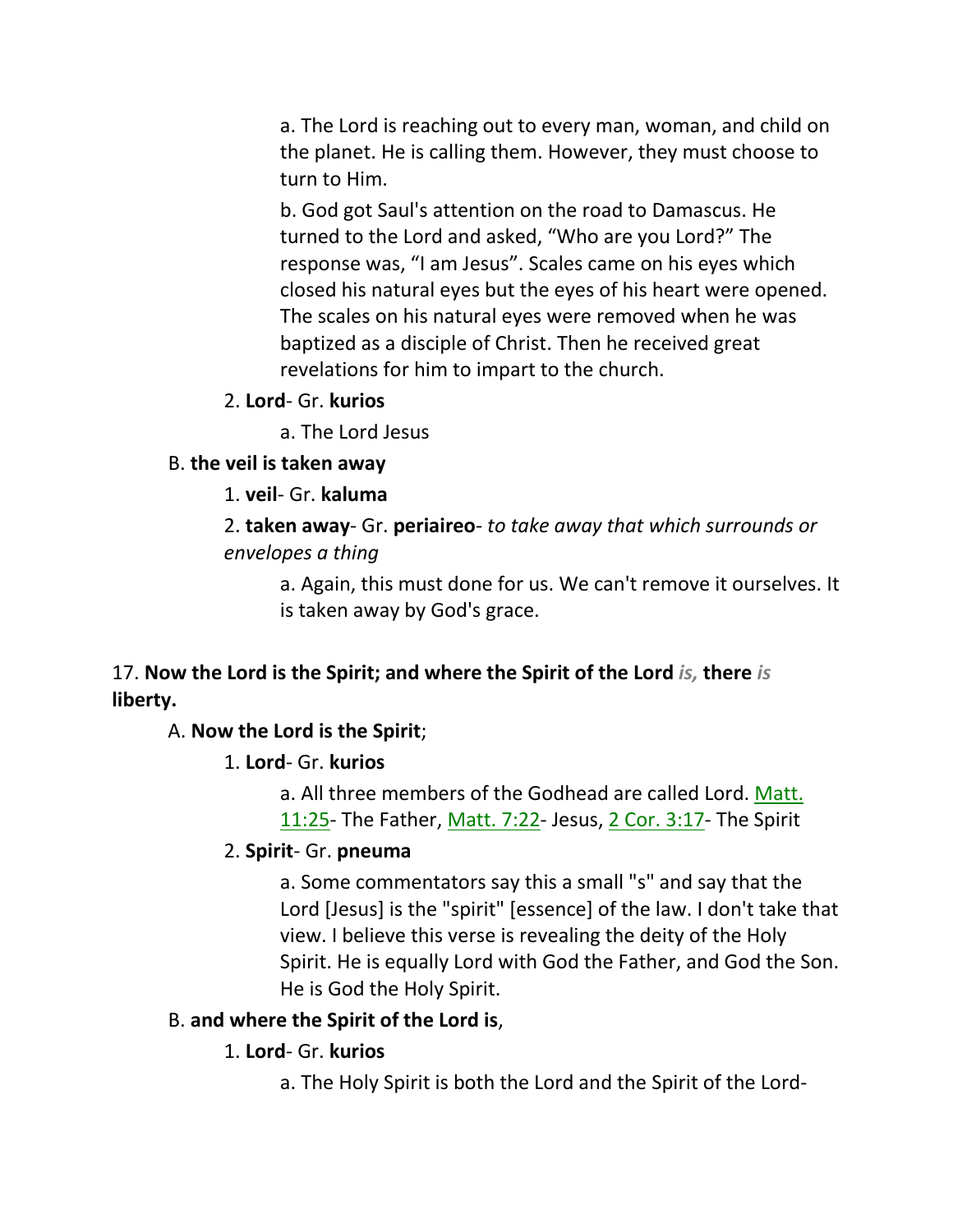a. The Lord is reaching out to every man, woman, and child on the planet. He is calling them. However, they must choose to turn to Him.

b. God got Saul's attention on the road to Damascus. He turned to the Lord and asked, “Who are you Lord?” The response was, “I am Jesus”. Scales came on his eyes which closed his natural eyes but the eyes of his heart were opened. The scales on his natural eyes were removed when he was baptized as a disciple of Christ. Then he received great revelations for him to impart to the church.

2. **Lord**- Gr. **kurios**

a. The Lord Jesus

B. **the veil is taken away**

1. **veil**- Gr. **kaluma**

2. **taken away**- Gr. **periaireo**- *to take away that which surrounds or envelopes a thing*

a. Again, this must done for us. We can't remove it ourselves. It is taken away by God's grace.

17. **Now the Lord is the Spirit; and where the Spirit of the Lord** *is,* **there** *is* **liberty.**

A. **Now the Lord is the Spirit**;

1. **Lord**- Gr. **kurios**

a. All three members of the Godhead are called Lord. Matt. 11:25- The Father, Matt. 7:22- Jesus, 2 Cor. 3:17- The Spirit

2. **Spirit**- Gr. **pneuma**

a. Some commentators say this a small "s" and say that the Lord [Jesus] is the "spirit" [essence] of the law. I don't take that view. I believe this verse is revealing the deity of the Holy Spirit. He is equally Lord with God the Father, and God the Son. He is God the Holy Spirit.

B. **and where the Spirit of the Lord is**,

1. **Lord**- Gr. **kurios**

a. The Holy Spirit is both the Lord and the Spirit of the Lord-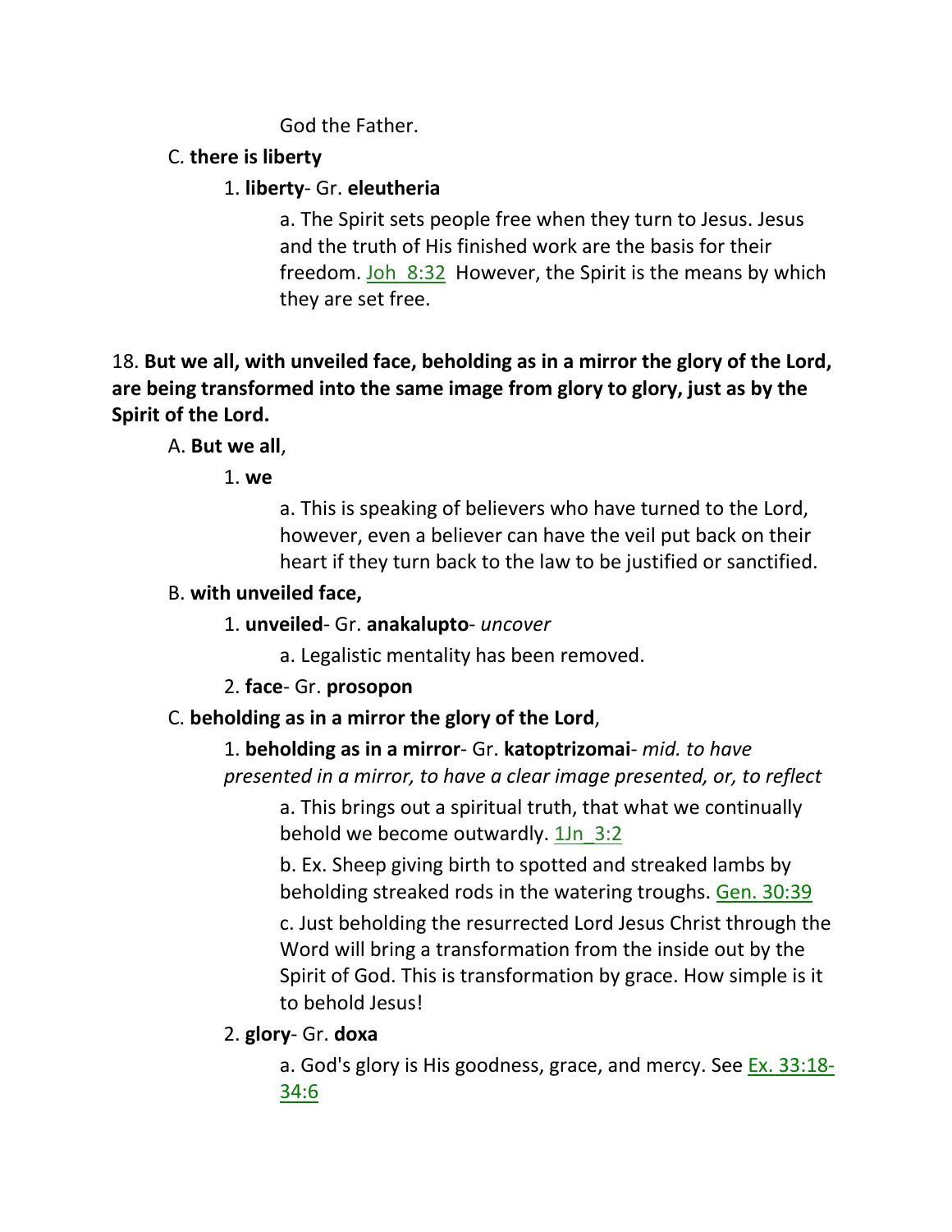God the Father.

C. **there is liberty**

1. **liberty**- Gr. **eleutheria**

a. The Spirit sets people free when they turn to Jesus. Jesus and the truth of His finished work are the basis for their freedom. Joh_8:32 However, the Spirit is the means by which they are set free.

18. **But we all, with unveiled face, beholding as in a mirror the glory of the Lord, are being transformed into the same image from glory to glory, just as by the Spirit of the Lord.**

A. **But we all**,

1. **we**

a. This is speaking of believers who have turned to the Lord, however, even a believer can have the veil put back on their heart if they turn back to the law to be justified or sanctified.

B. **with unveiled face,**

1. **unveiled**- Gr. **anakalupto**- *uncover*

a. Legalistic mentality has been removed.

2. **face**- Gr. **prosopon**

C. **beholding as in a mirror the glory of the Lord**,

1. **beholding as in a mirror**- Gr. **katoptrizomai**- *mid. to have presented in a mirror, to have a clear image presented, or, to reflect*

a. This brings out a spiritual truth, that what we continually behold we become outwardly. 1Jn_3:2

b. Ex. Sheep giving birth to spotted and streaked lambs by beholding streaked rods in the watering troughs. Gen. 30:39

c. Just beholding the resurrected Lord Jesus Christ through the Word will bring a transformation from the inside out by the Spirit of God. This is transformation by grace. How simple is it to behold Jesus!

2. **glory**- Gr. **doxa**

a. God's glory is His goodness, grace, and mercy. See Ex. 33:18-34:6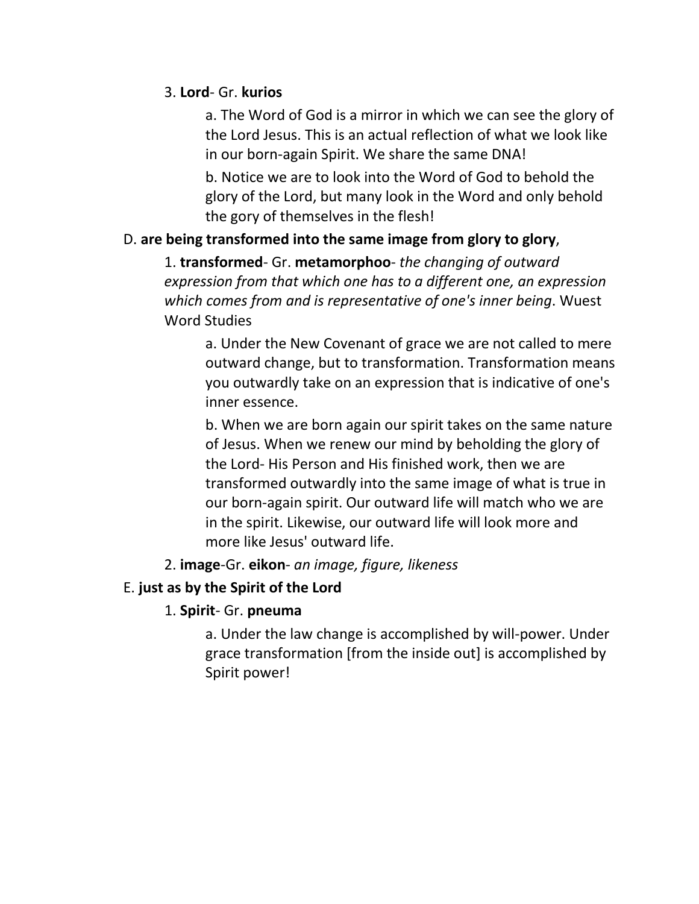3. **Lord**- Gr. **kurios**

a. The Word of God is a mirror in which we can see the glory of the Lord Jesus. This is an actual reflection of what we look like in our born-again Spirit. We share the same DNA!

b. Notice we are to look into the Word of God to behold the glory of the Lord, but many look in the Word and only behold the gory of themselves in the flesh!

D. **are being transformed into the same image from glory to glory**,

1. **transformed**- Gr. **metamorphoo**- *the changing of outward expression from that which one has to a different one, an expression which comes from and is representative of one's inner being*. Wuest Word Studies

a. Under the New Covenant of grace we are not called to mere outward change, but to transformation. Transformation means you outwardly take on an expression that is indicative of one's inner essence.

b. When we are born again our spirit takes on the same nature of Jesus. When we renew our mind by beholding the glory of the Lord- His Person and His finished work, then we are transformed outwardly into the same image of what is true in our born-again spirit. Our outward life will match who we are in the spirit. Likewise, our outward life will look more and more like Jesus' outward life.

2. **image**-Gr. **eikon**- *an image, figure, likeness*

E. **just as by the Spirit of the Lord**

1. **Spirit**- Gr. **pneuma**

a. Under the law change is accomplished by will-power. Under grace transformation [from the inside out] is accomplished by Spirit power!